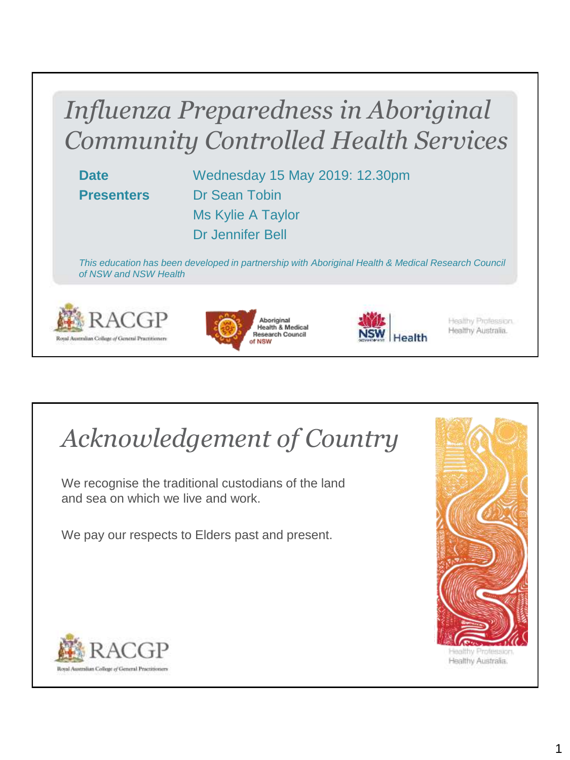# *Influenza Preparedness in Aboriginal Community Controlled Health Services*

| | |
|---|---|
| **Date** | Wednesday 15 May 2019: 12.30pm |
| **Presenters** | Dr Sean Tobin |
| | Ms Kylie A Taylor |
| | Dr Jennifer Bell |

*This education has been developed in partnership with Aboriginal Health & Medical Research Council of NSW and NSW Health*

RACGP — Royal Australian College of General Practitioners

Aboriginal Health & Medical Research Council of NSW

NSW Health

Healthy Profession. Healthy Australia.

# *Acknowledgement of Country*

We recognise the traditional custodians of the land and sea on which we live and work.

We pay our respects to Elders past and present.

RACGP — Royal Australian College of General Practitioners

Healthy Profession. Healthy Australia.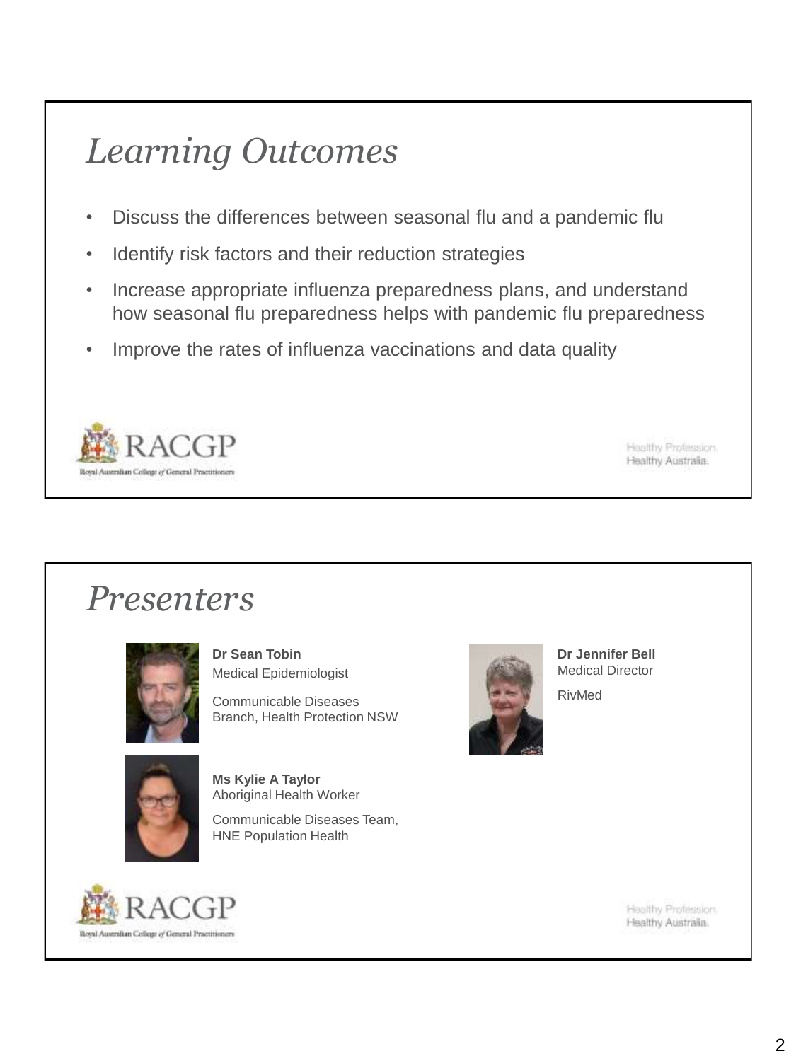# *Learning Outcomes*

- Discuss the differences between seasonal flu and a pandemic flu
- Identify risk factors and their reduction strategies
- Increase appropriate influenza preparedness plans, and understand how seasonal flu preparedness helps with pandemic flu preparedness
- Improve the rates of influenza vaccinations and data quality

RACGP
Royal Australian College of General Practitioners

Healthy Profession.
Healthy Australia.

# *Presenters*

**Dr Sean Tobin**
Medical Epidemiologist

Communicable Diseases Branch, Health Protection NSW

**Ms Kylie A Taylor**
Aboriginal Health Worker

Communicable Diseases Team, HNE Population Health

**Dr Jennifer Bell**
Medical Director

RivMed

RACGP
Royal Australian College of General Practitioners

Healthy Profession.
Healthy Australia.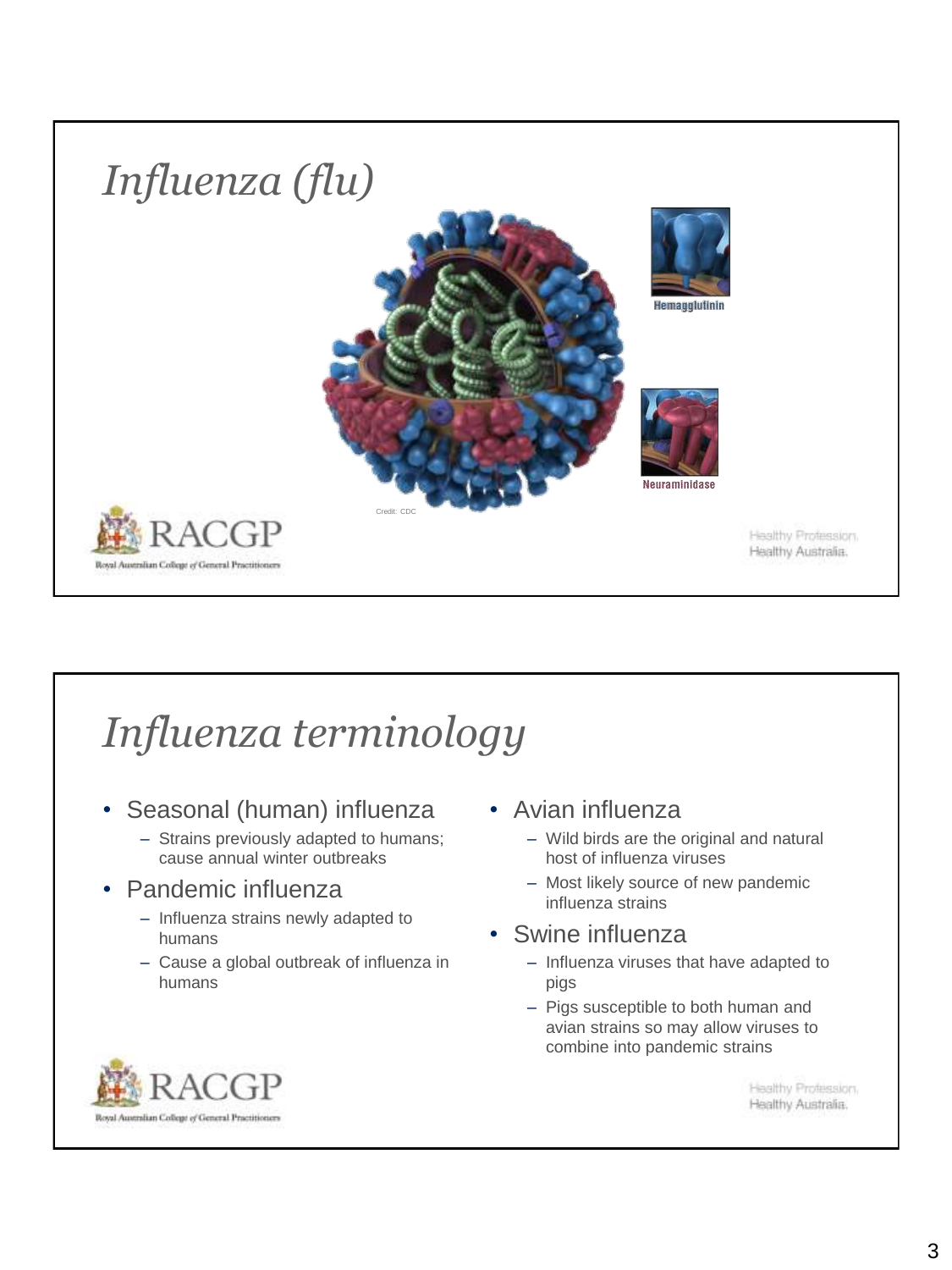# *Influenza (flu)*

Hemagglutinin

Neuraminidase

Credit: CDC

# *Influenza terminology*

- Seasonal (human) influenza
  - Strains previously adapted to humans; cause annual winter outbreaks
- Pandemic influenza
  - Influenza strains newly adapted to humans
  - Cause a global outbreak of influenza in humans
- Avian influenza
  - Wild birds are the original and natural host of influenza viruses
  - Most likely source of new pandemic influenza strains
- Swine influenza
  - Influenza viruses that have adapted to pigs
  - Pigs susceptible to both human and avian strains so may allow viruses to combine into pandemic strains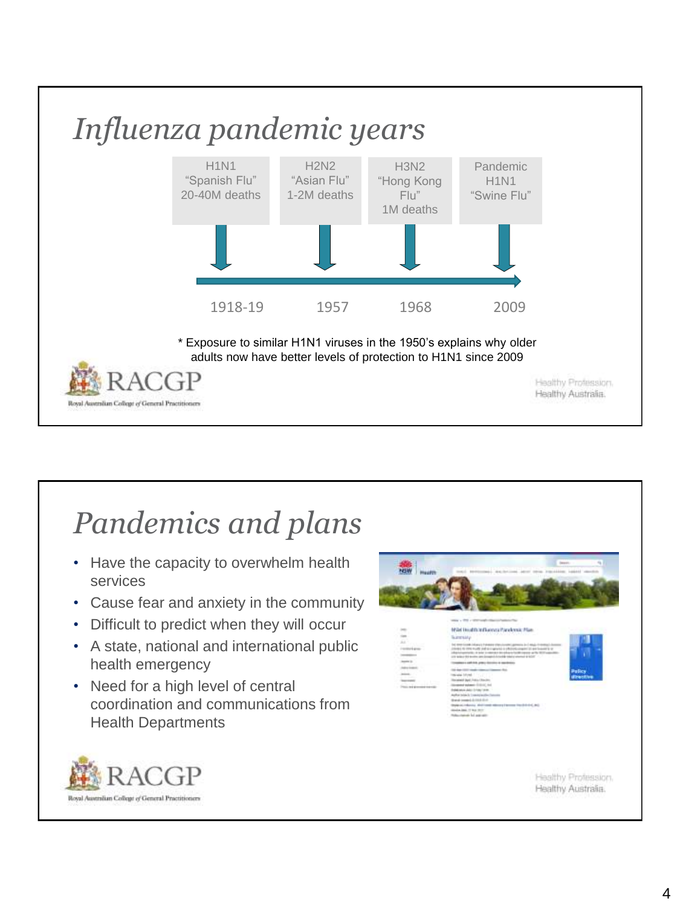## *Influenza pandemic years*

| H1N1 "Spanish Flu" 20-40M deaths | H2N2 "Asian Flu" 1-2M deaths | H3N2 "Hong Kong Flu" 1M deaths | Pandemic H1N1 "Swine Flu" |
|---|---|---|---|
| 1918-19 | 1957 | 1968 | 2009 |

\* Exposure to similar H1N1 viruses in the 1950's explains why older adults now have better levels of protection to H1N1 since 2009

## *Pandemics and plans*

- Have the capacity to overwhelm health services
- Cause fear and anxiety in the community
- Difficult to predict when they will occur
- A state, national and international public health emergency
- Need for a high level of central coordination and communications from Health Departments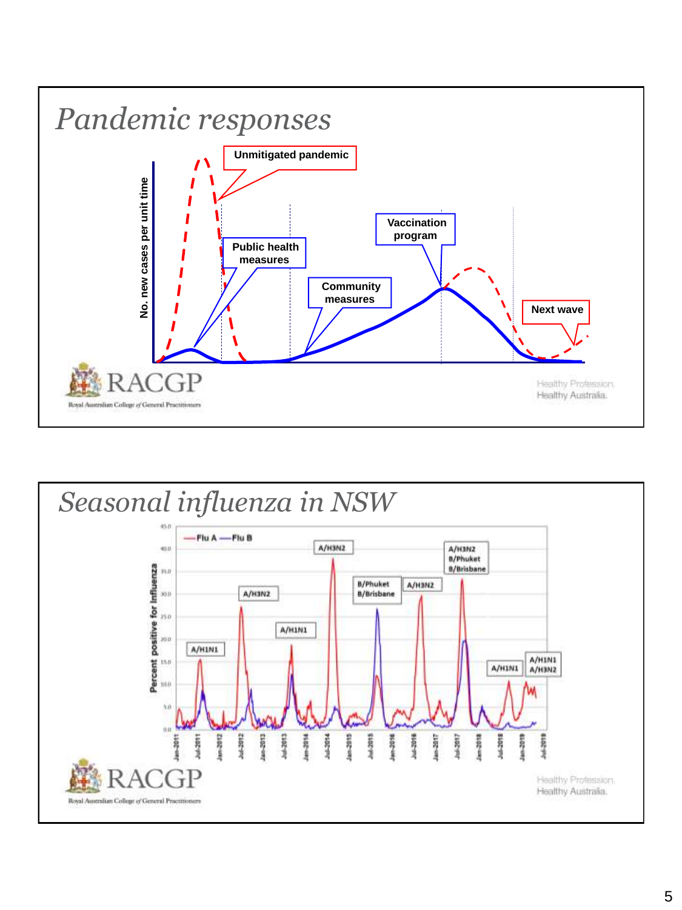# Pandemic responses

Unmitigated pandemic

Public health measures

Community measures

Vaccination program

Next wave

No. new cases per unit time

RACGP

Royal Australian College of General Practitioners

Healthy Profession. Healthy Australia.

# Seasonal influenza in NSW

Flu A — Flu B

Percent positive for influenza

A/H1N1, A/H3N2, A/H1N1, A/H3N2, B/Phuket B/Brisbane, A/H3N2, A/H3N2 B/Phuket B/Brisbane, A/H1N1, A/H1N1 A/H3N2

Jan-2011, Jul-2011, Jan-2012, Jul-2012, Jan-2013, Jul-2013, Jan-2014, Jul-2014, Jan-2015, Jul-2015, Jan-2016, Jul-2016, Jan-2017, Jul-2017, Jan-2018, Jul-2018, Jan-2019, Jul-2019

RACGP

Royal Australian College of General Practitioners

Healthy Profession. Healthy Australia.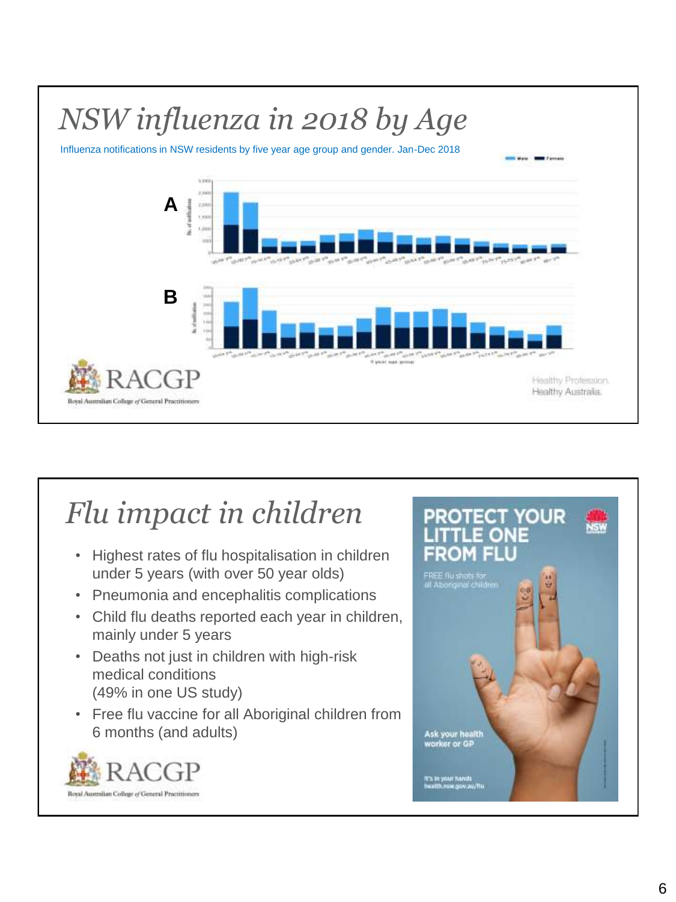# *NSW influenza in 2018 by Age*

Influenza notifications in NSW residents by five year age group and gender. Jan-Dec 2018

A

B

Healthy Profession. Healthy Australia.

# *Flu impact in children*

- Highest rates of flu hospitalisation in children under 5 years (with over 50 year olds)
- Pneumonia and encephalitis complications
- Child flu deaths reported each year in children, mainly under 5 years
- Deaths not just in children with high-risk medical conditions (49% in one US study)
- Free flu vaccine for all Aboriginal children from 6 months (and adults)

PROTECT YOUR LITTLE ONE FROM FLU

FREE flu shots for all Aboriginal children

Ask your health worker or GP

It's in your hands health.nsw.gov.au/flu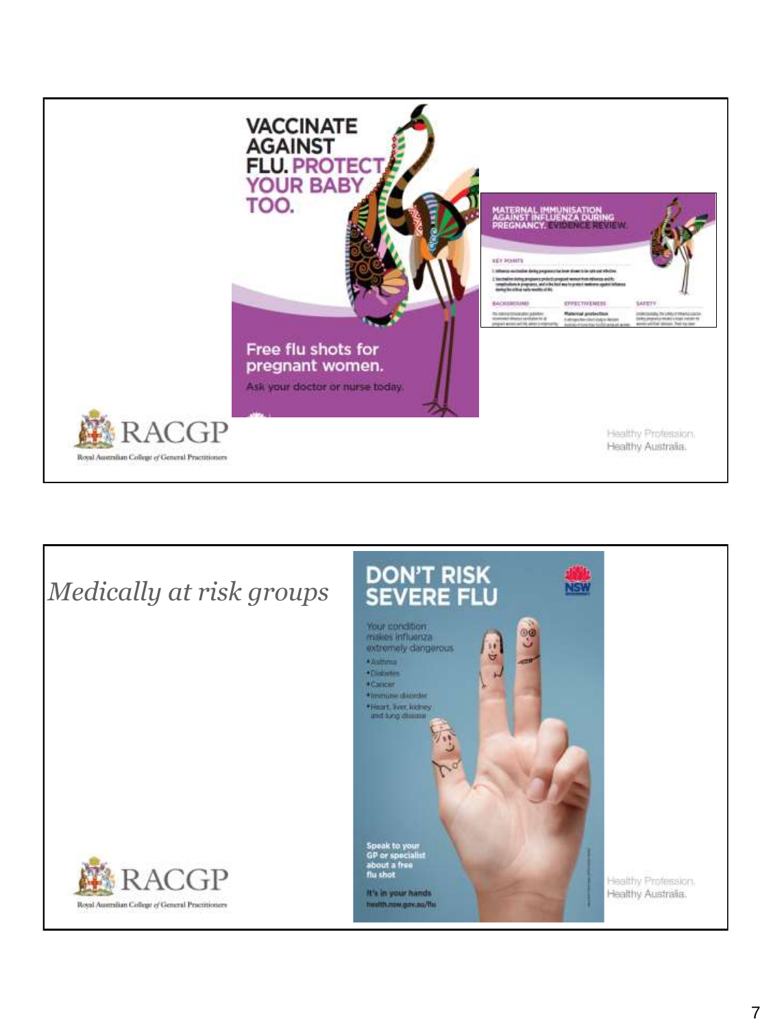VACCINATE AGAINST FLU. PROTECT YOUR BABY TOO.

Free flu shots for pregnant women.

Ask your doctor or nurse today.

MATERNAL IMMUNISATION AGAINST INFLUENZA DURING PREGNANCY. EVIDENCE REVIEW.

RACGP

Royal Australian College of General Practitioners

Healthy Profession.
Healthy Australia.

*Medically at risk groups*

DON'T RISK SEVERE FLU

Your condition makes influenza extremely dangerous

- Asthma
- Diabetes
- Cancer
- Immune disorder
- Heart, liver, kidney and lung disease

Speak to your GP or specialist about a free flu shot

It's in your hands
health.nsw.gov.au/flu

RACGP

Royal Australian College of General Practitioners

Healthy Profession.
Healthy Australia.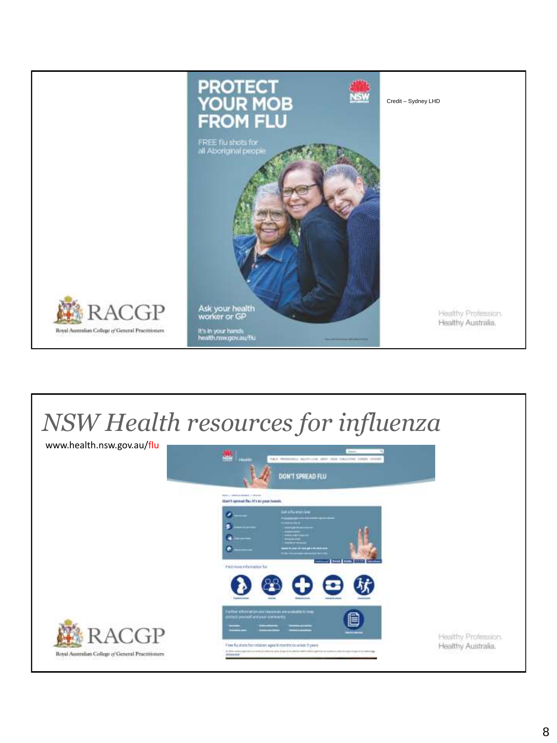PROTECT YOUR MOB FROM FLU

FREE flu shots for all Aboriginal people

Ask your health worker or GP

It's in your hands
health.nsw.gov.au/flu

Credit – Sydney LHD

# *NSW Health resources for influenza*

www.health.nsw.gov.au/flu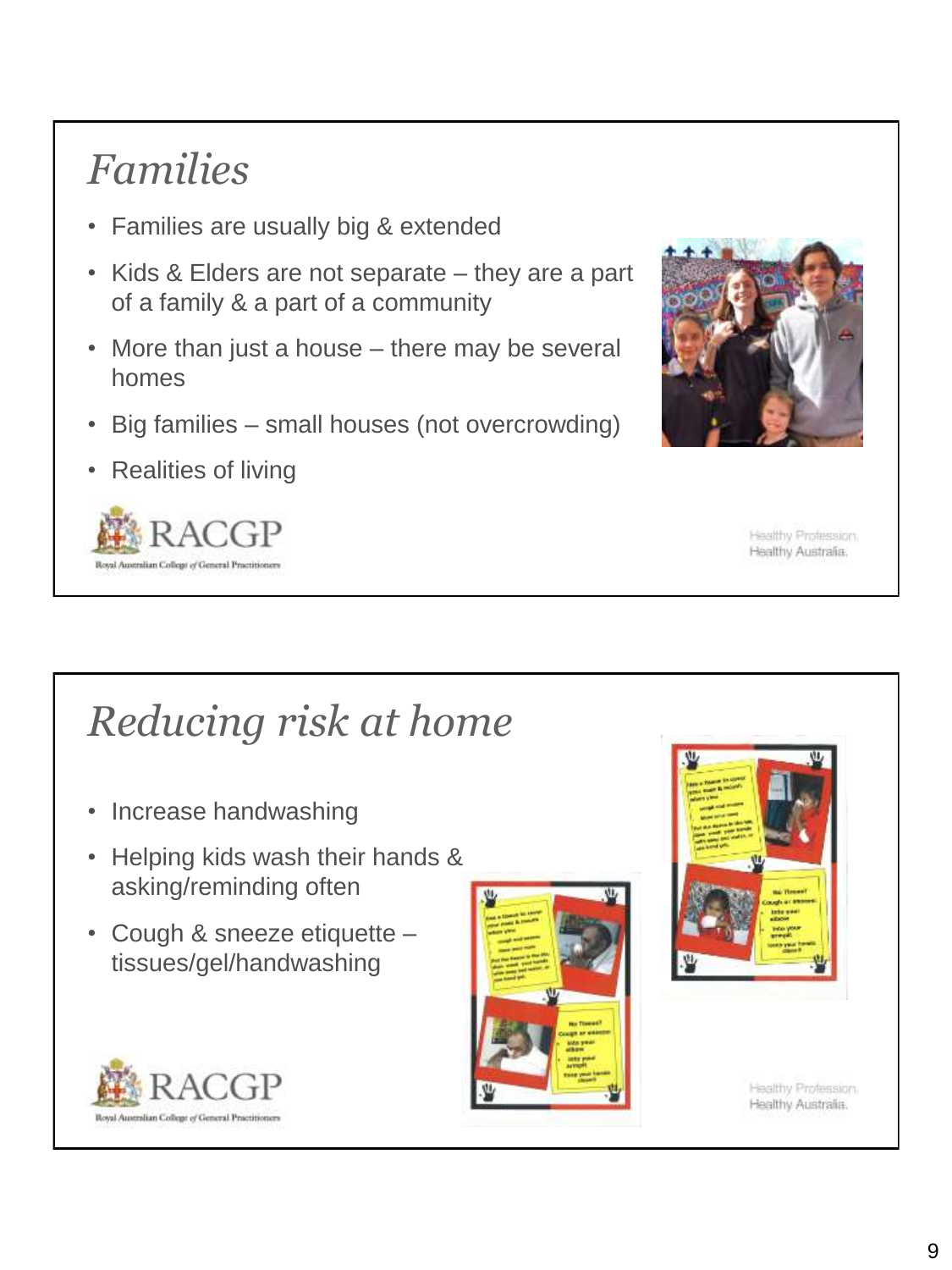## Families

- Families are usually big & extended
- Kids & Elders are not separate – they are a part of a family & a part of a community
- More than just a house – there may be several homes
- Big families – small houses (not overcrowding)
- Realities of living

RACGP
Royal Australian College of General Practitioners

Healthy Profession.
Healthy Australia.

## Reducing risk at home

- Increase handwashing
- Helping kids wash their hands & asking/reminding often
- Cough & sneeze etiquette – tissues/gel/handwashing

RACGP
Royal Australian College of General Practitioners

Healthy Profession.
Healthy Australia.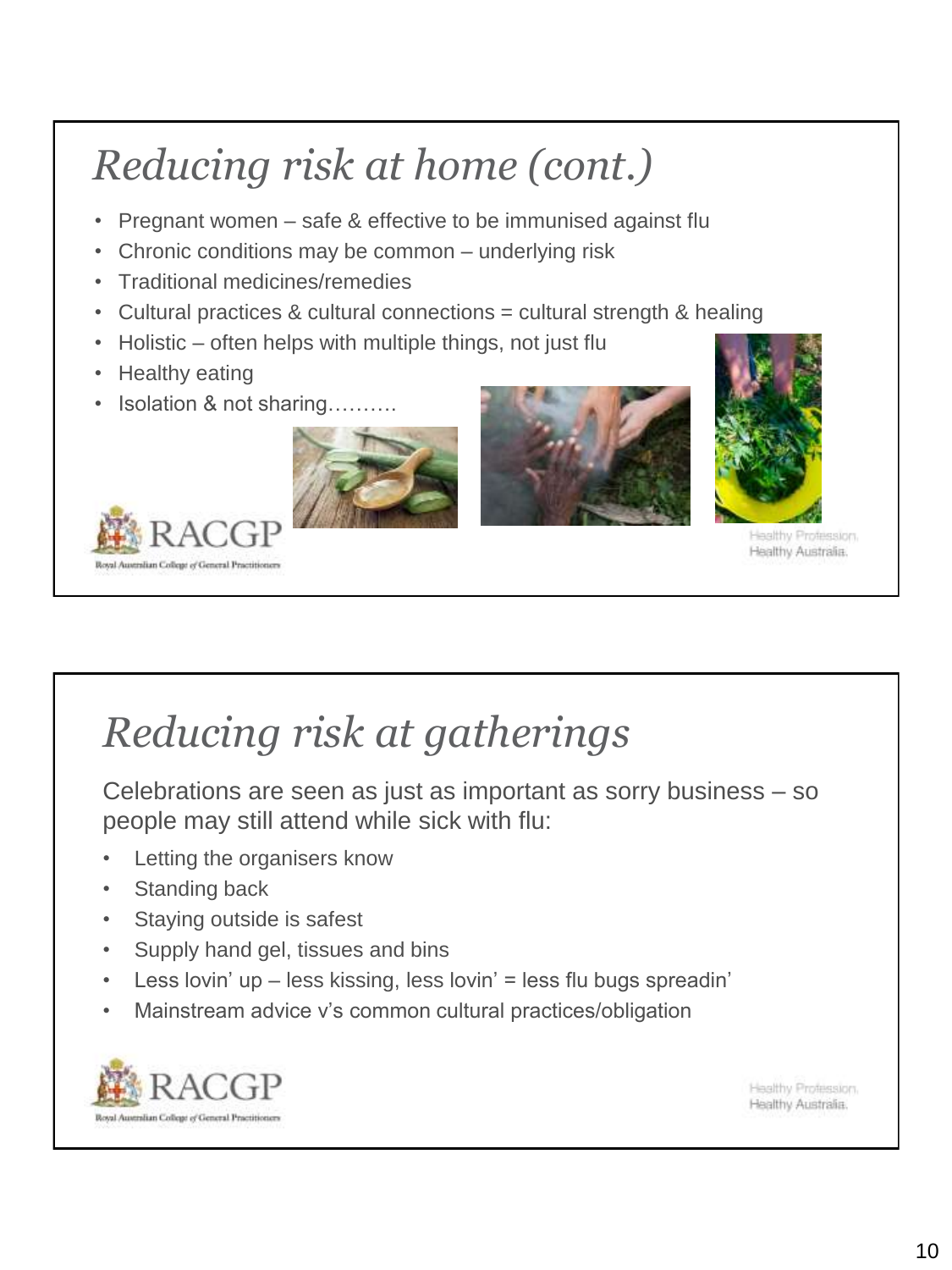# *Reducing risk at home (cont.)*

- Pregnant women – safe & effective to be immunised against flu
- Chronic conditions may be common – underlying risk
- Traditional medicines/remedies
- Cultural practices & cultural connections = cultural strength & healing
- Holistic – often helps with multiple things, not just flu
- Healthy eating
- Isolation & not sharing……….

# *Reducing risk at gatherings*

Celebrations are seen as just as important as sorry business – so people may still attend while sick with flu:

- Letting the organisers know
- Standing back
- Staying outside is safest
- Supply hand gel, tissues and bins
- Less lovin' up – less kissing, less lovin' = less flu bugs spreadin'
- Mainstream advice v's common cultural practices/obligation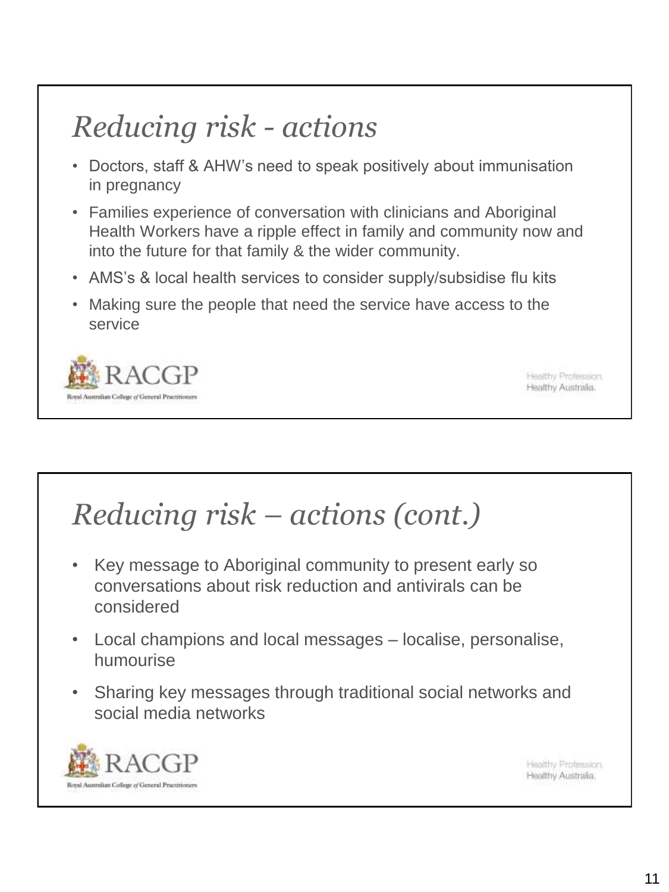## *Reducing risk - actions*

- Doctors, staff & AHW's need to speak positively about immunisation in pregnancy
- Families experience of conversation with clinicians and Aboriginal Health Workers have a ripple effect in family and community now and into the future for that family & the wider community.
- AMS's & local health services to consider supply/subsidise flu kits
- Making sure the people that need the service have access to the service

RACGP
Royal Australian College of General Practitioners

Healthy Profession.
Healthy Australia.

## *Reducing risk – actions (cont.)*

- Key message to Aboriginal community to present early so conversations about risk reduction and antivirals can be considered
- Local champions and local messages – localise, personalise, humourise
- Sharing key messages through traditional social networks and social media networks

RACGP
Royal Australian College of General Practitioners

Healthy Profession.
Healthy Australia.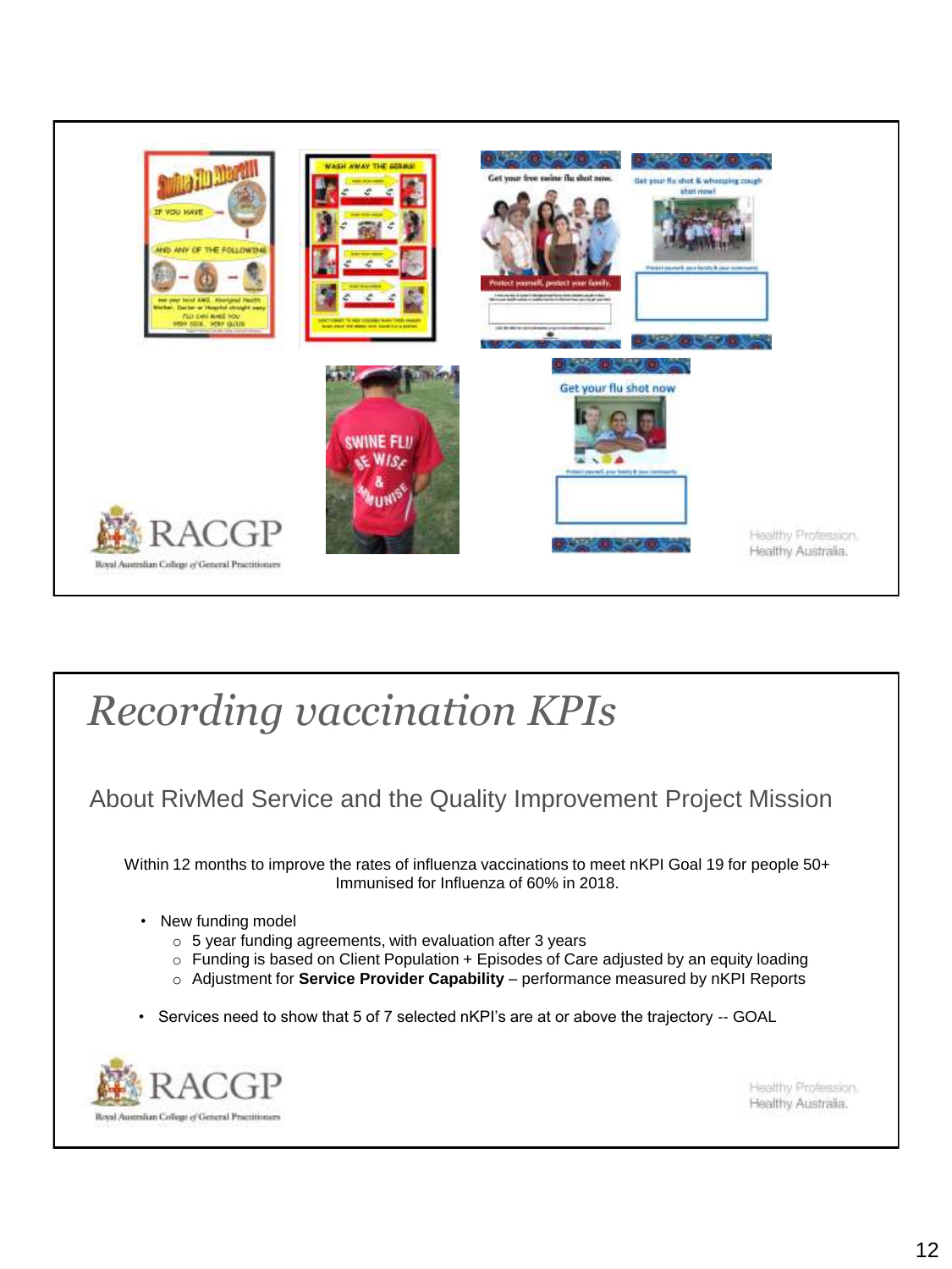# Recording vaccination KPIs

## About RivMed Service and the Quality Improvement Project Mission

Within 12 months to improve the rates of influenza vaccinations to meet nKPI Goal 19 for people 50+ Immunised for Influenza of 60% in 2018.

- New funding model
  - 5 year funding agreements, with evaluation after 3 years
  - Funding is based on Client Population + Episodes of Care adjusted by an equity loading
  - Adjustment for **Service Provider Capability** – performance measured by nKPI Reports
- Services need to show that 5 of 7 selected nKPI's are at or above the trajectory -- GOAL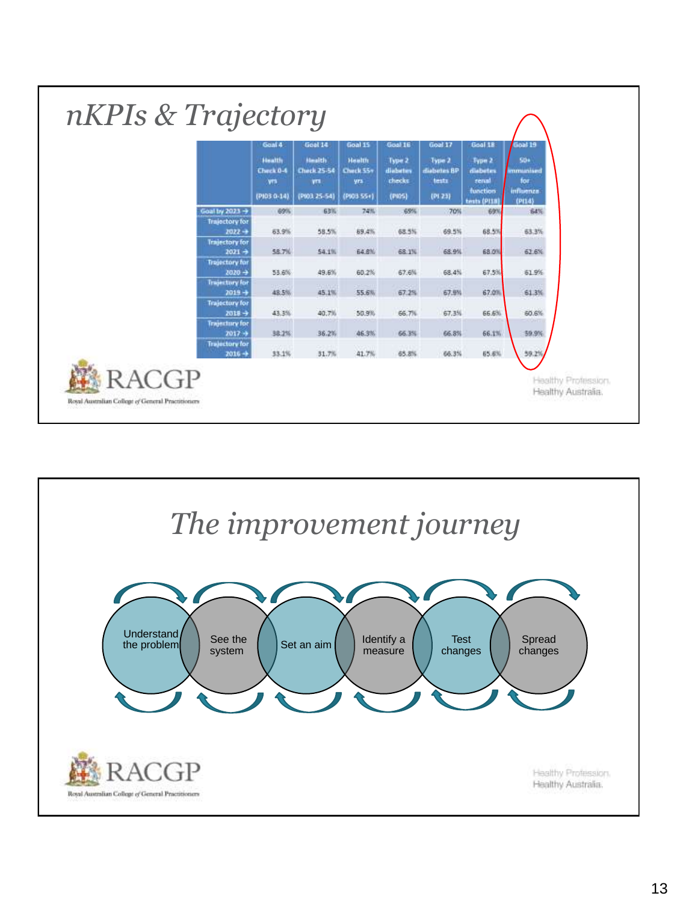## nKPIs & Trajectory

| | Goal 4 Health Check 0-4 yrs (PI03 0-14) | Goal 14 Health Check 25-54 yrs (PI03 25-54) | Goal 15 Health Check 55+ yrs (PI03 55+) | Goal 16 Type 2 diabetes checks (PI05) | Goal 17 Type 2 diabetes BP tests (PI 23) | Goal 18 Type 2 diabetes renal function tests (PI18) | Goal 19 50+ immunised for influenza (PI14) |
|---|---|---|---|---|---|---|---|
| Goal by 2023 → | 69% | 63% | 74% | 69% | 70% | 69% | 64% |
| Trajectory for 2022 → | 63.9% | 58.5% | 69.4% | 68.5% | 69.5% | 68.5% | 63.3% |
| Trajectory for 2021 → | 58.7% | 54.1% | 64.8% | 68.1% | 68.9% | 68.0% | 62.6% |
| Trajectory for 2020 → | 53.6% | 49.6% | 60.2% | 67.6% | 68.4% | 67.5% | 61.9% |
| Trajectory for 2019 → | 48.5% | 45.1% | 55.6% | 67.2% | 67.9% | 67.0% | 61.3% |
| Trajectory for 2018 → | 43.3% | 40.7% | 50.9% | 66.7% | 67.3% | 66.6% | 60.6% |
| Trajectory for 2017 → | 38.2% | 36.2% | 46.3% | 66.3% | 66.8% | 66.1% | 59.9% |
| Trajectory for 2016 → | 33.1% | 31.7% | 41.7% | 65.8% | 66.3% | 65.6% | 59.2% |

RACGP
Royal Australian College of General Practitioners

Healthy Profession. Healthy Australia.

## The improvement journey

Understand the problem → See the system → Set an aim → Identify a measure → Test changes → Spread changes

RACGP
Royal Australian College of General Practitioners

Healthy Profession. Healthy Australia.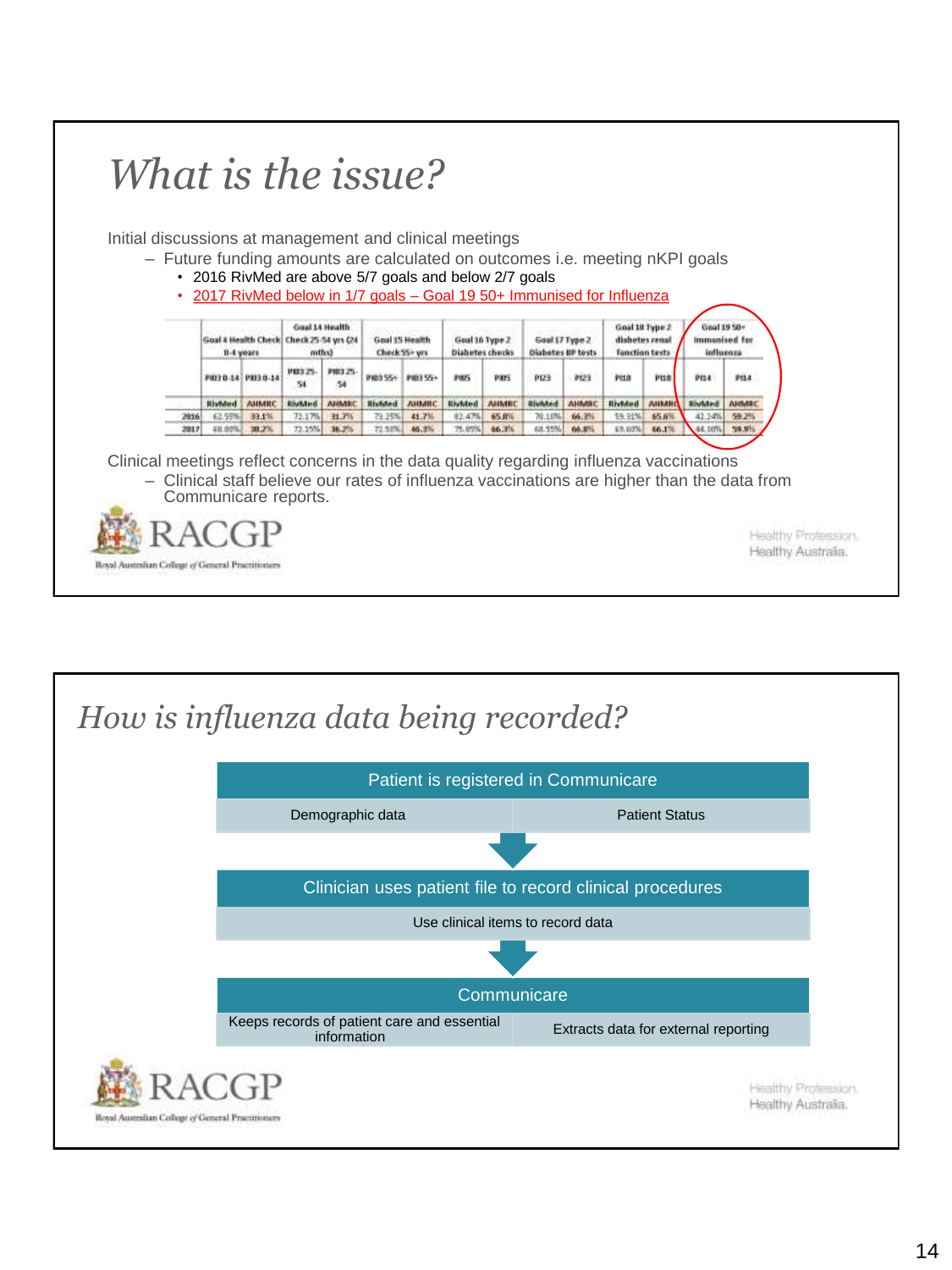# What is the issue?

Initial discussions at management and clinical meetings

- Future funding amounts are calculated on outcomes i.e. meeting nKPI goals
  - 2016 RivMed are above 5/7 goals and below 2/7 goals
  - 2017 RivMed below in 1/7 goals – Goal 19 50+ Immunised for Influenza

| | Goal 4 Health Check 0-4 years | | Goal 14 Health Check 25-54 yrs (24 mths) | | Goal 15 Health Check 55+ yrs | | Goal 16 Type 2 Diabetes checks | | Goal 17 Type 2 Diabetes BP tests | | Goal 18 Type 2 diabetes renal function tests | | Goal 19 50+ Immunised for influenza | |
|---|---|---|---|---|---|---|---|---|---|---|---|---|---|---|
| | PI03 0-14 | PI03 0-14 | PI03 25-54 | PI03 25-54 | PI03 55+ | PI03 55+ | PI05 | PI05 | PI23 | PI23 | PI18 | PI18 | PI14 | PI14 |
| | RivMed | AIHMRC | RivMed | AIHMRC | RivMed | AIHMRC | RivMed | AIHMRC | RivMed | AIHMRC | RivMed | AIHMRC | RivMed | AIHMRC |
| 2016 | 62.55% | 33.1% | 72.17% | 31.7% | 73.25% | 41.7% | 82.47% | 65.8% | 70.10% | 66.3% | 59.31% | 65.6% | 42.24% | 59.2% |
| 2017 | 68.00% | 30.2% | 72.15% | 36.2% | 72.58% | 40.3% | 75.05% | 66.3% | 68.55% | 66.8% | 69.60% | 66.1% | 44.10% | 59.9% |

Clinical meetings reflect concerns in the data quality regarding influenza vaccinations

- Clinical staff believe our rates of influenza vaccinations are higher than the data from Communicare reports.

# How is influenza data being recorded?

**Patient is registered in Communicare**

- Demographic data
- Patient Status

↓

**Clinician uses patient file to record clinical procedures**

- Use clinical items to record data

↓

**Communicare**

- Keeps records of patient care and essential information
- Extracts data for external reporting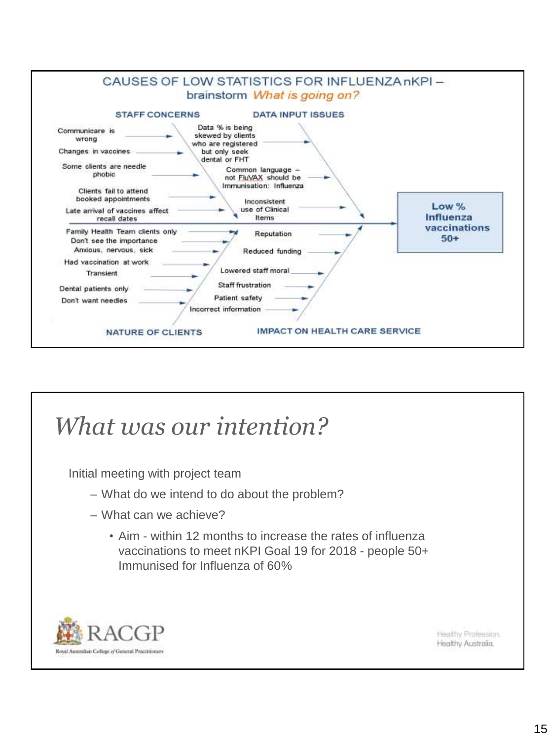## CAUSES OF LOW STATISTICS FOR INFLUENZA nKPI – brainstorm *What is going on?*

**STAFF CONCERNS**
- Communicare is wrong
- Changes in vaccines
- Some clients are needle phobic
- Clients fail to attend booked appointments
- Late arrival of vaccines affect recall dates

**DATA INPUT ISSUES**
- Data % is being skewed by clients who are registered but only seek dental or FHT
- Common language – not FluVAX should be Immunisation: Influenza
- Inconsistent use of Clinical Items

**NATURE OF CLIENTS**
- Family Health Team clients only
- Don't see the importance
- Anxious, nervous, sick
- Had vaccination at work
- Transient
- Dental patients only
- Don't want needles

**IMPACT ON HEALTH CARE SERVICE**
- Reputation
- Reduced funding
- Lowered staff moral
- Staff frustration
- Patient safety
- Incorrect information

**Low % Influenza vaccinations 50+**

# *What was our intention?*

Initial meeting with project team

- What do we intend to do about the problem?
- What can we achieve?
  - Aim - within 12 months to increase the rates of influenza vaccinations to meet nKPI Goal 19 for 2018 - people 50+ Immunised for Influenza of 60%

RACGP
Royal Australian College of General Practitioners

Healthy Profession.
Healthy Australia.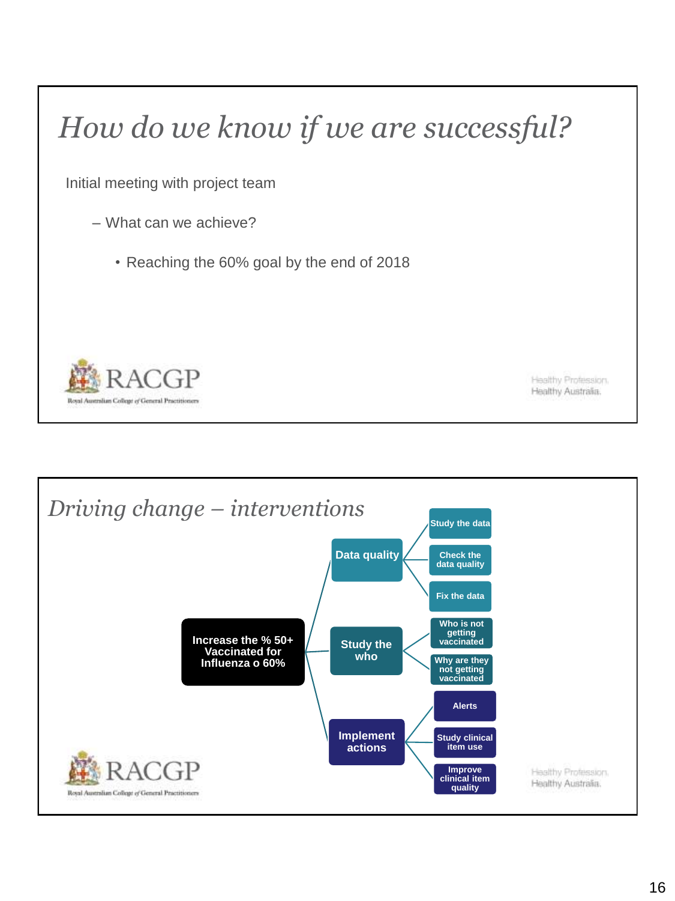## *How do we know if we are successful?*

Initial meeting with project team

- What can we achieve?
  - Reaching the 60% goal by the end of 2018

RACGP
Royal Australian College of General Practitioners

Healthy Profession.
Healthy Australia.

## *Driving change – interventions*

- **Increase the % 50+ Vaccinated for Influenza o 60%**
  - **Data quality**
    - Study the data
    - Check the data quality
    - Fix the data
  - **Study the who**
    - Who is not getting vaccinated
    - Why are they not getting vaccinated
  - **Implement actions**
    - Alerts
    - Study clinical item use
    - Improve clinical item quality

RACGP
Royal Australian College of General Practitioners

Healthy Profession.
Healthy Australia.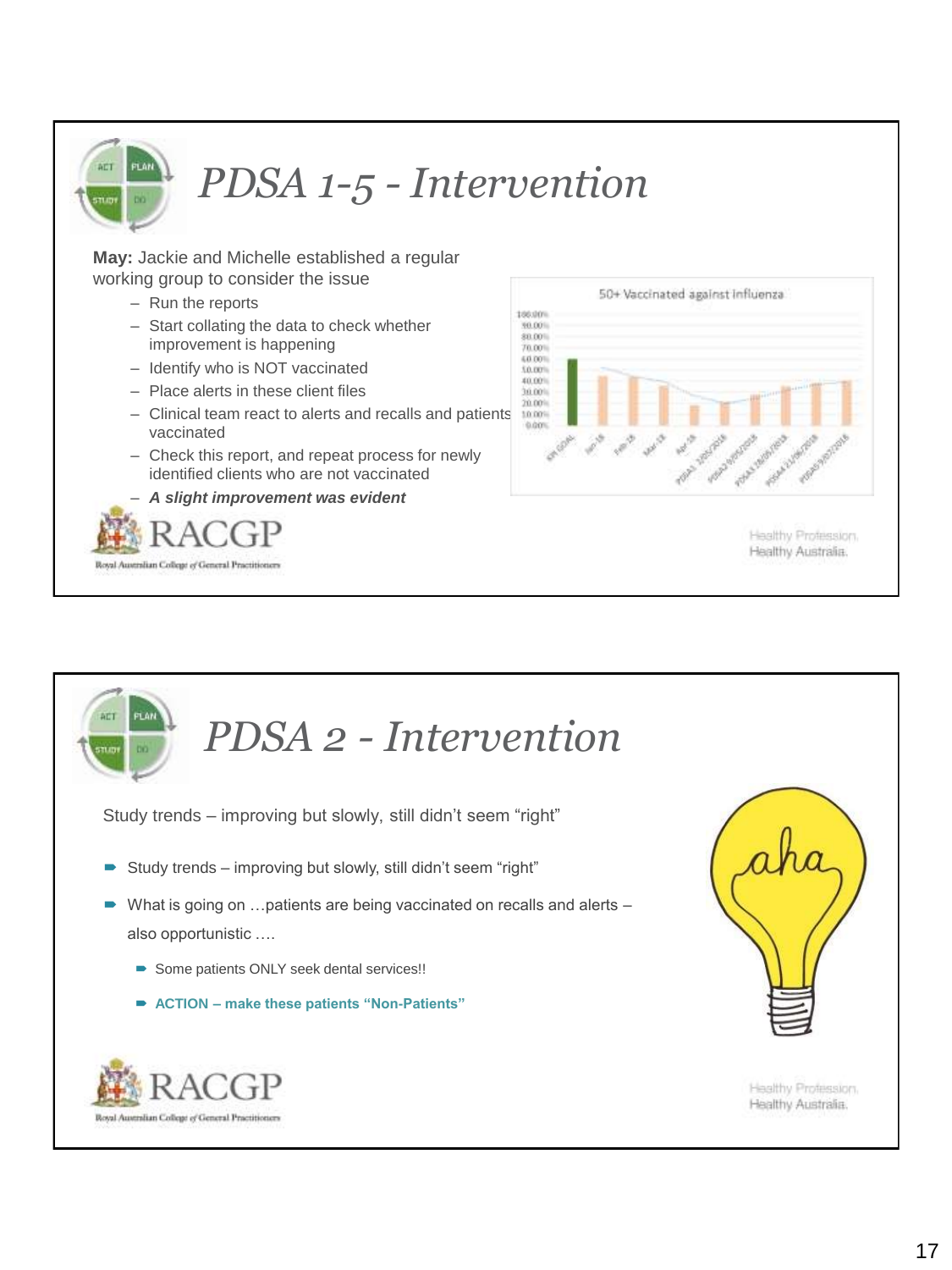# PDSA 1-5 - Intervention

**May:** Jackie and Michelle established a regular working group to consider the issue

- Run the reports
- Start collating the data to check whether improvement is happening
- Identify who is NOT vaccinated
- Place alerts in these client files
- Clinical team react to alerts and recalls and patients vaccinated
- Check this report, and repeat process for newly identified clients who are not vaccinated
- ***A slight improvement was evident***

50+ Vaccinated against influenza

RACGP
Royal Australian College of General Practitioners

Healthy Profession.
Healthy Australia.

# PDSA 2 - Intervention

Study trends – improving but slowly, still didn't seem "right"

- Study trends – improving but slowly, still didn't seem "right"
- What is going on …patients are being vaccinated on recalls and alerts – also opportunistic ….
  - Some patients ONLY seek dental services!!
  - **ACTION – make these patients "Non-Patients"**

RACGP
Royal Australian College of General Practitioners

Healthy Profession.
Healthy Australia.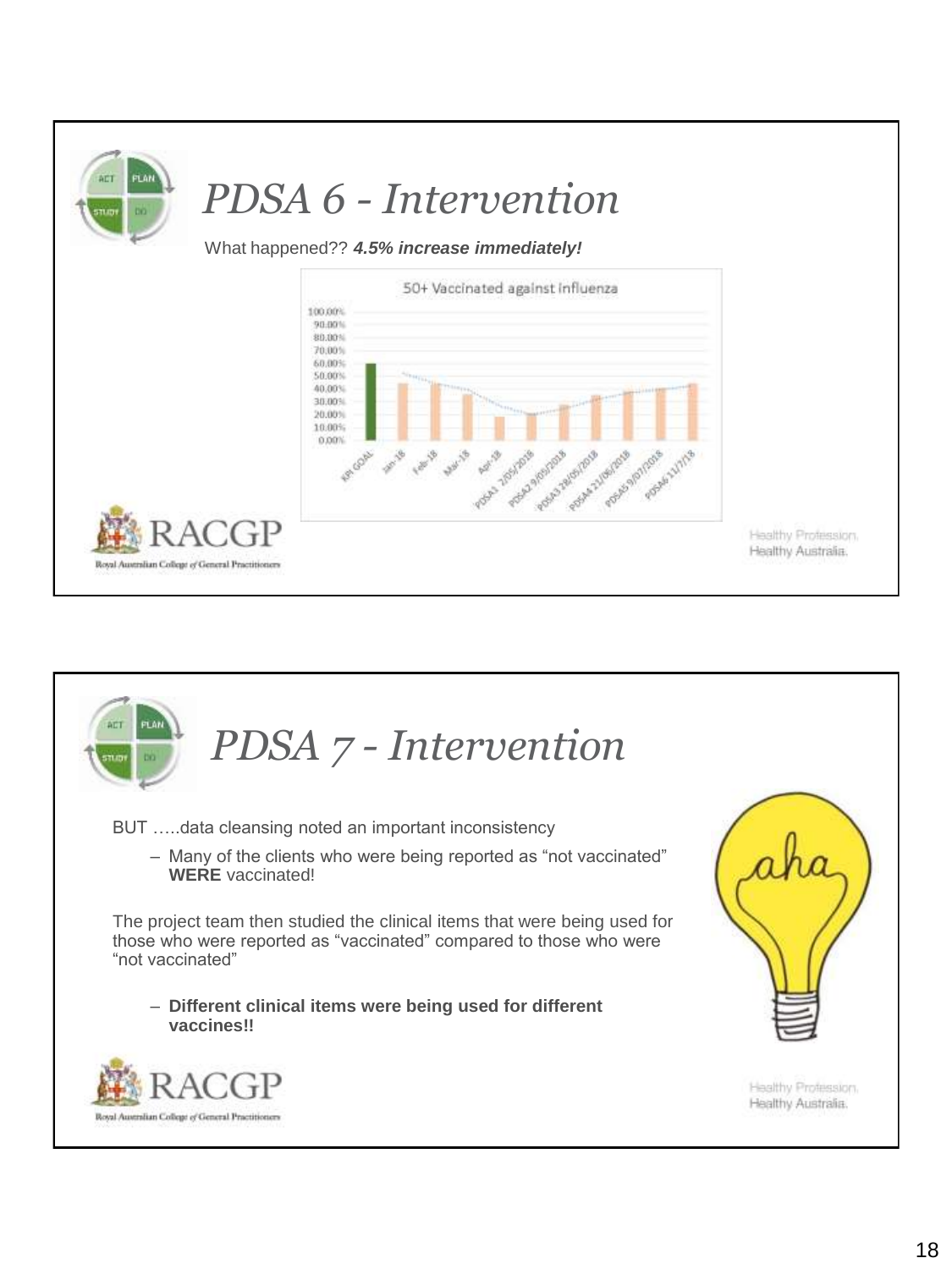# PDSA 6 - Intervention

What happened?? ***4.5% increase immediately!***

50+ Vaccinated against influenza

# PDSA 7 - Intervention

BUT …..data cleansing noted an important inconsistency

- Many of the clients who were being reported as "not vaccinated" **WERE** vaccinated!

The project team then studied the clinical items that were being used for those who were reported as "vaccinated" compared to those who were "not vaccinated"

- **Different clinical items were being used for different vaccines!!**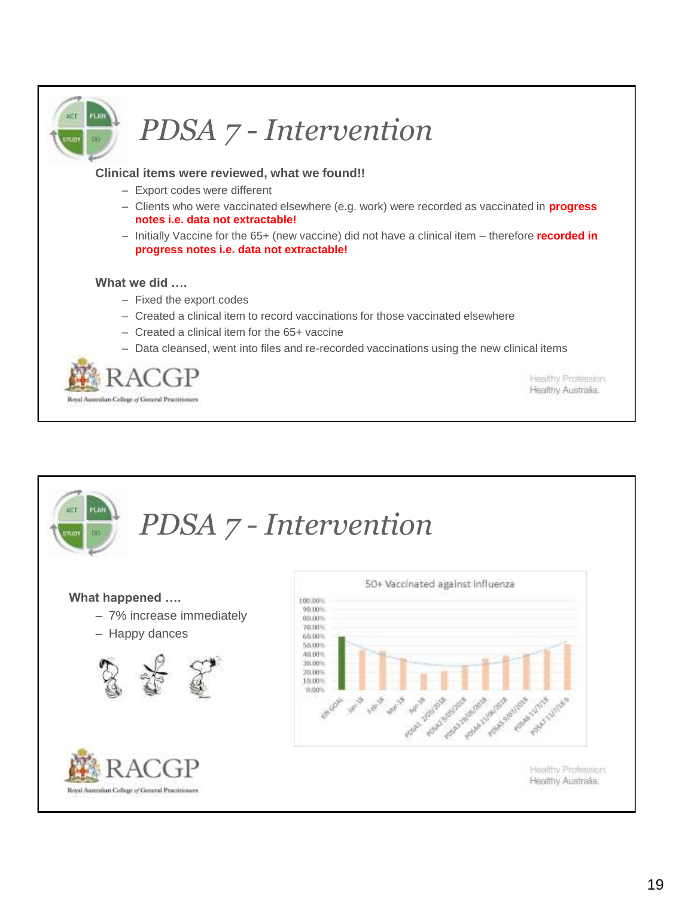# PDSA 7 - Intervention

**Clinical items were reviewed, what we found!!**

- Export codes were different
- Clients who were vaccinated elsewhere (e.g. work) were recorded as vaccinated in **progress notes i.e. data not extractable!**
- Initially Vaccine for the 65+ (new vaccine) did not have a clinical item – therefore **recorded in progress notes i.e. data not extractable!**

**What we did ….**

- Fixed the export codes
- Created a clinical item to record vaccinations for those vaccinated elsewhere
- Created a clinical item for the 65+ vaccine
- Data cleansed, went into files and re-recorded vaccinations using the new clinical items

RACGP
Royal Australian College of General Practitioners

Healthy Profession.
Healthy Australia.

# PDSA 7 - Intervention

**What happened ….**

- 7% increase immediately
- Happy dances

50+ Vaccinated against influenza

RACGP
Royal Australian College of General Practitioners

Healthy Profession.
Healthy Australia.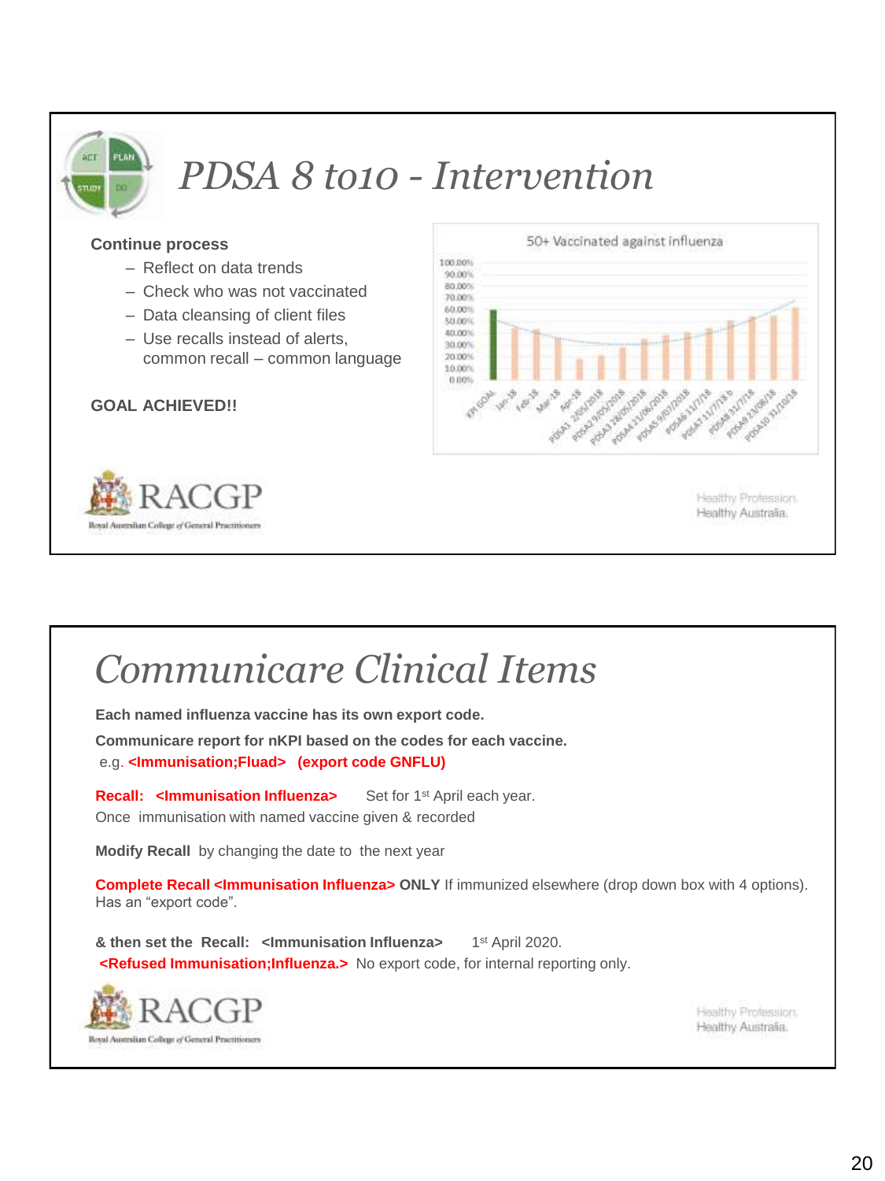# PDSA 8 to10 - Intervention

**Continue process**

- Reflect on data trends
- Check who was not vaccinated
- Data cleansing of client files
- Use recalls instead of alerts, common recall – common language

**GOAL ACHIEVED!!**

50+ Vaccinated against influenza

# Communicare Clinical Items

**Each named influenza vaccine has its own export code.**

**Communicare report for nKPI based on the codes for each vaccine.**

e.g. **<Immunisation;Fluad> (export code GNFLU)**

**Recall: <Immunisation Influenza>** Set for 1st April each year.
Once immunisation with named vaccine given & recorded

**Modify Recall** by changing the date to the next year

**Complete Recall <Immunisation Influenza> ONLY** If immunized elsewhere (drop down box with 4 options). Has an "export code".

**& then set the Recall: <Immunisation Influenza>** 1st April 2020.
**<Refused Immunisation;Influenza.>** No export code, for internal reporting only.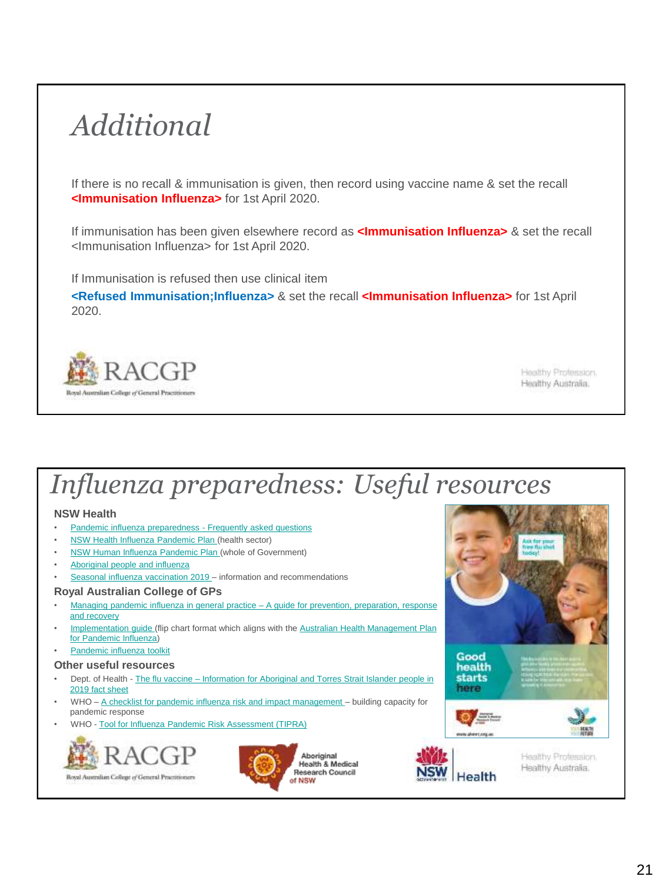# *Additional*

If there is no recall & immunisation is given, then record using vaccine name & set the recall **<Immunisation Influenza>** for 1st April 2020.

If immunisation has been given elsewhere record as **<Immunisation Influenza>** & set the recall <Immunisation Influenza> for 1st April 2020.

If Immunisation is refused then use clinical item **<Refused Immunisation;Influenza>** & set the recall **<Immunisation Influenza>** for 1st April 2020.

RACGP
Royal Australian College of General Practitioners

Healthy Profession.
Healthy Australia.

# *Influenza preparedness: Useful resources*

## NSW Health

- Pandemic influenza preparedness - Frequently asked questions
- NSW Health Influenza Pandemic Plan (health sector)
- NSW Human Influenza Pandemic Plan (whole of Government)
- Aboriginal people and influenza
- Seasonal influenza vaccination 2019 – information and recommendations

## Royal Australian College of GPs

- Managing pandemic influenza in general practice – A guide for prevention, preparation, response and recovery
- Implementation guide (flip chart format which aligns with the Australian Health Management Plan for Pandemic Influenza)
- Pandemic influenza toolkit

## Other useful resources

- Dept. of Health - The flu vaccine – Information for Aboriginal and Torres Strait Islander people in 2019 fact sheet
- WHO – A checklist for pandemic influenza risk and impact management – building capacity for pandemic response
- WHO - Tool for Influenza Pandemic Risk Assessment (TIPRA)

RACGP
Royal Australian College of General Practitioners

Aboriginal Health & Medical Research Council of NSW

NSW Health

Healthy Profession.
Healthy Australia.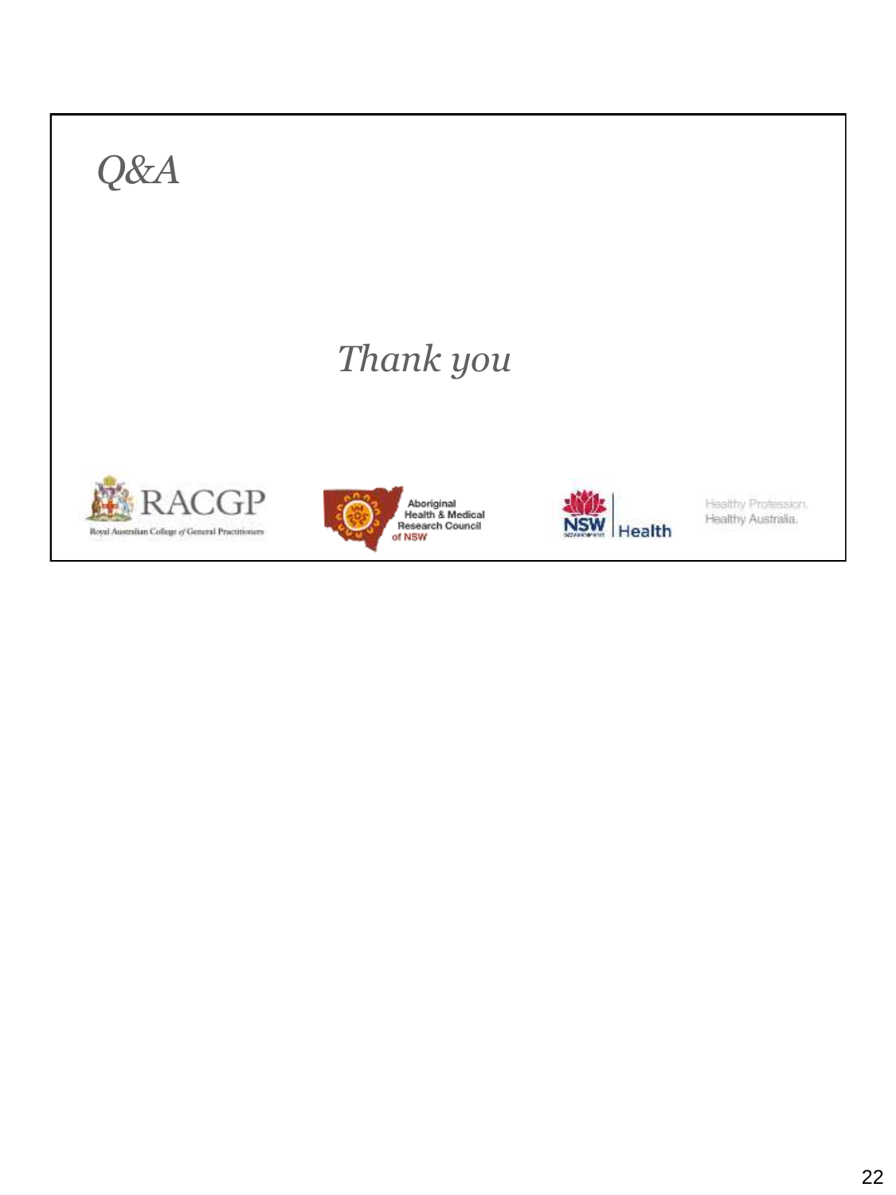# *Q&A*

*Thank you*

RACGP
Royal Australian College of General Practitioners

Aboriginal Health & Medical Research Council of NSW

NSW Health

Healthy Profession.
Healthy Australia.